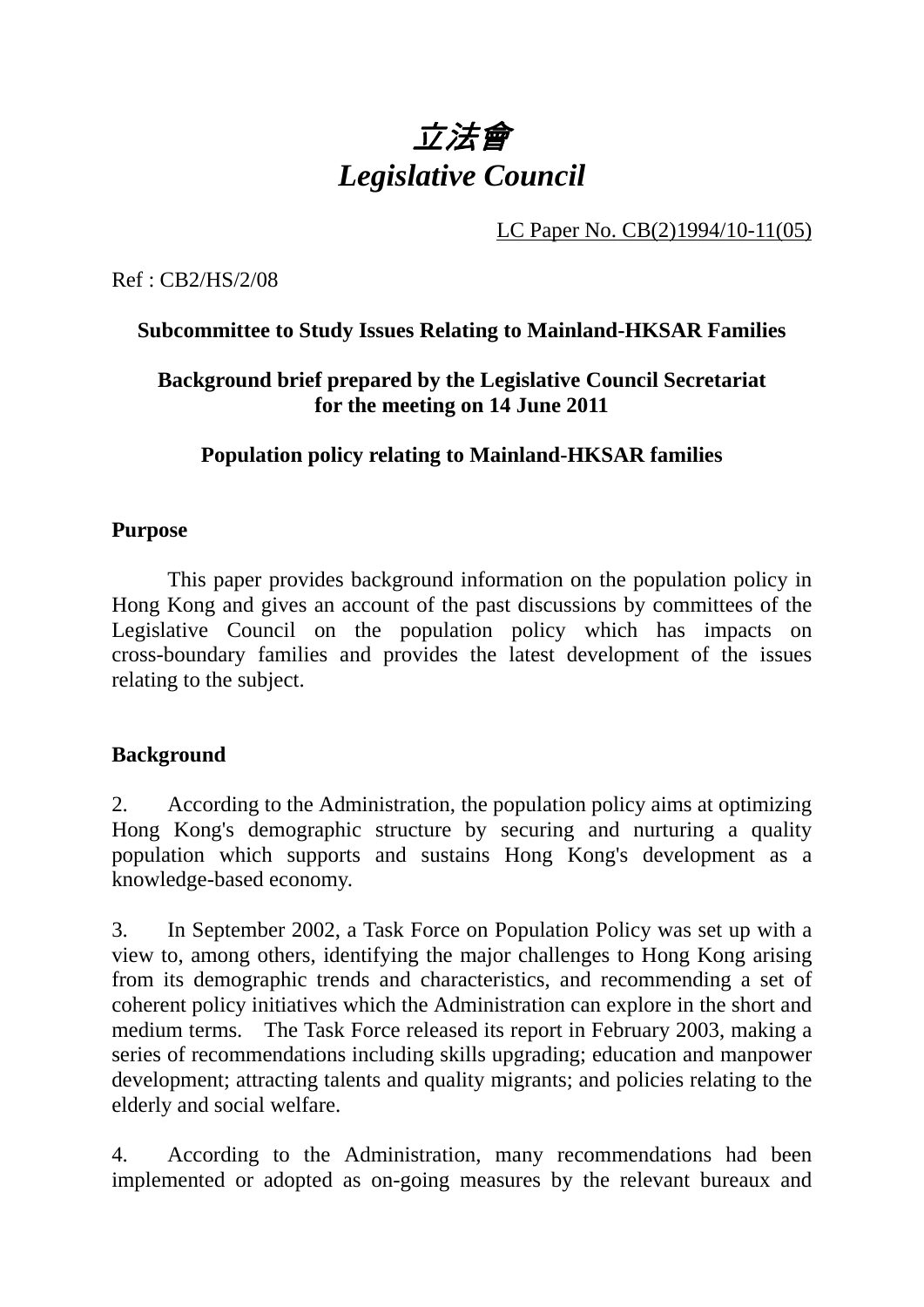# *立法會*
# *Legislative Council*

LC Paper No. CB(2)1994/10-11(05)

Ref : CB2/HS/2/08

**Subcommittee to Study Issues Relating to Mainland-HKSAR Families**

**Background brief prepared by the Legislative Council Secretariat for the meeting on 14 June 2011**

**Population policy relating to Mainland-HKSAR families**

## Purpose

This paper provides background information on the population policy in Hong Kong and gives an account of the past discussions by committees of the Legislative Council on the population policy which has impacts on cross-boundary families and provides the latest development of the issues relating to the subject.

## Background

2. According to the Administration, the population policy aims at optimizing Hong Kong's demographic structure by securing and nurturing a quality population which supports and sustains Hong Kong's development as a knowledge-based economy.

3. In September 2002, a Task Force on Population Policy was set up with a view to, among others, identifying the major challenges to Hong Kong arising from its demographic trends and characteristics, and recommending a set of coherent policy initiatives which the Administration can explore in the short and medium terms. The Task Force released its report in February 2003, making a series of recommendations including skills upgrading; education and manpower development; attracting talents and quality migrants; and policies relating to the elderly and social welfare.

4. According to the Administration, many recommendations had been implemented or adopted as on-going measures by the relevant bureaux and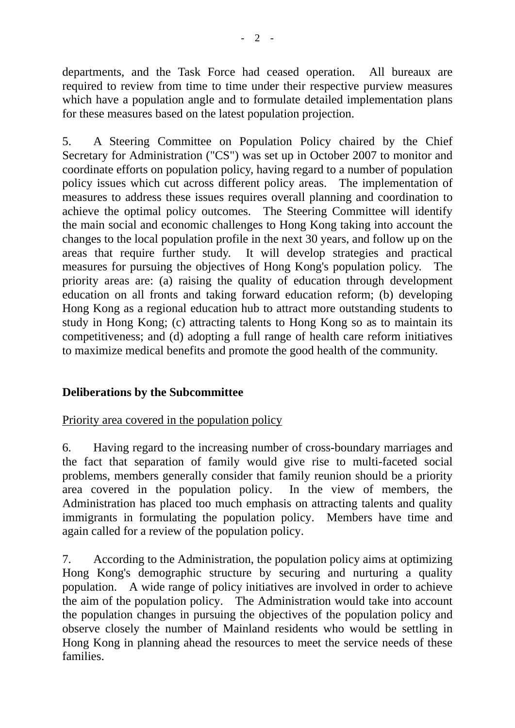departments, and the Task Force had ceased operation. All bureaux are required to review from time to time under their respective purview measures which have a population angle and to formulate detailed implementation plans for these measures based on the latest population projection.

5. A Steering Committee on Population Policy chaired by the Chief Secretary for Administration ("CS") was set up in October 2007 to monitor and coordinate efforts on population policy, having regard to a number of population policy issues which cut across different policy areas. The implementation of measures to address these issues requires overall planning and coordination to achieve the optimal policy outcomes. The Steering Committee will identify the main social and economic challenges to Hong Kong taking into account the changes to the local population profile in the next 30 years, and follow up on the areas that require further study. It will develop strategies and practical measures for pursuing the objectives of Hong Kong's population policy. The priority areas are: (a) raising the quality of education through development education on all fronts and taking forward education reform; (b) developing Hong Kong as a regional education hub to attract more outstanding students to study in Hong Kong; (c) attracting talents to Hong Kong so as to maintain its competitiveness; and (d) adopting a full range of health care reform initiatives to maximize medical benefits and promote the good health of the community.

**Deliberations by the Subcommittee**

Priority area covered in the population policy

6. Having regard to the increasing number of cross-boundary marriages and the fact that separation of family would give rise to multi-faceted social problems, members generally consider that family reunion should be a priority area covered in the population policy. In the view of members, the Administration has placed too much emphasis on attracting talents and quality immigrants in formulating the population policy. Members have time and again called for a review of the population policy.

7. According to the Administration, the population policy aims at optimizing Hong Kong's demographic structure by securing and nurturing a quality population. A wide range of policy initiatives are involved in order to achieve the aim of the population policy. The Administration would take into account the population changes in pursuing the objectives of the population policy and observe closely the number of Mainland residents who would be settling in Hong Kong in planning ahead the resources to meet the service needs of these families.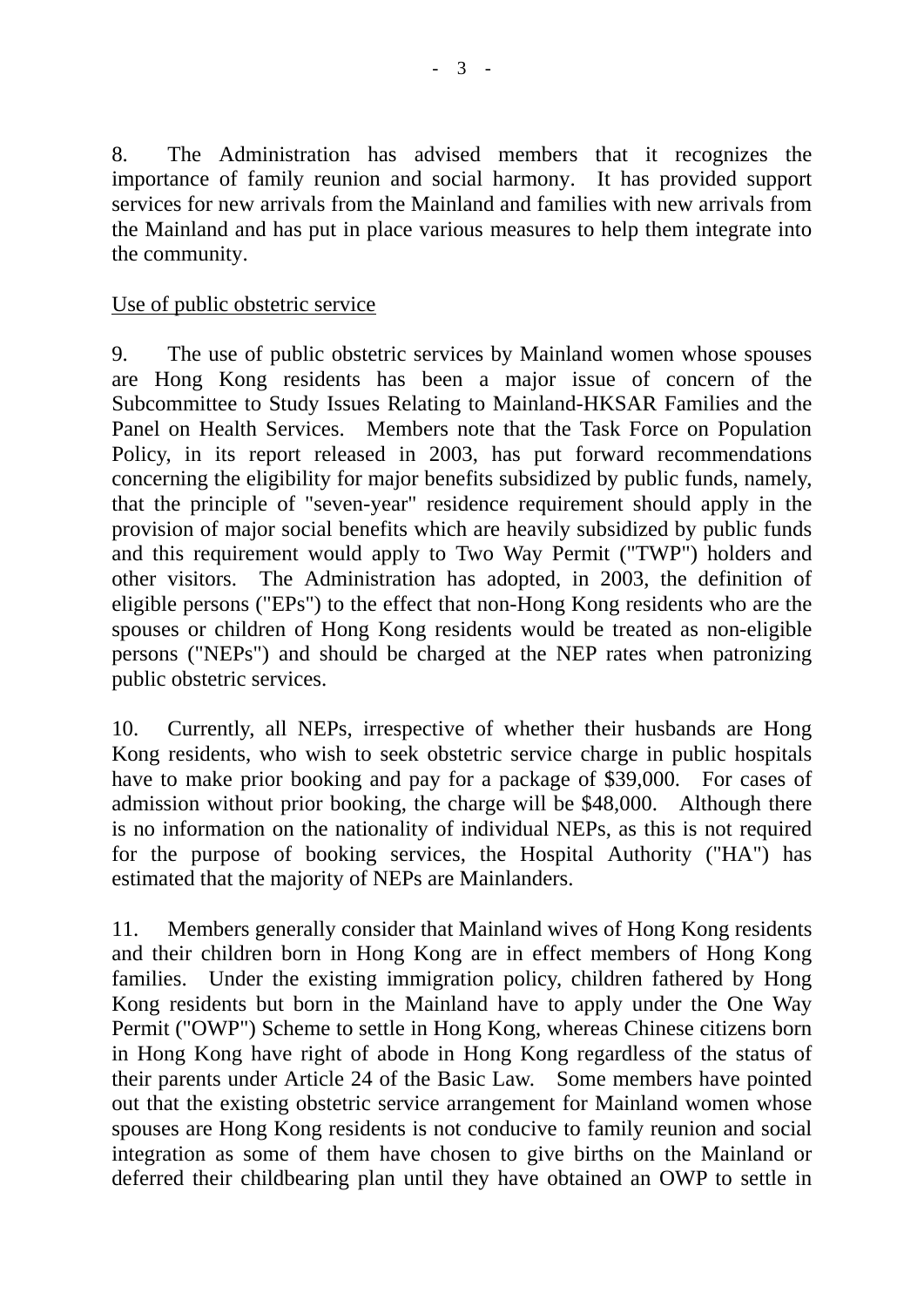8. The Administration has advised members that it recognizes the importance of family reunion and social harmony. It has provided support services for new arrivals from the Mainland and families with new arrivals from the Mainland and has put in place various measures to help them integrate into the community.

<u>Use of public obstetric service</u>

9. The use of public obstetric services by Mainland women whose spouses are Hong Kong residents has been a major issue of concern of the Subcommittee to Study Issues Relating to Mainland-HKSAR Families and the Panel on Health Services. Members note that the Task Force on Population Policy, in its report released in 2003, has put forward recommendations concerning the eligibility for major benefits subsidized by public funds, namely, that the principle of "seven-year" residence requirement should apply in the provision of major social benefits which are heavily subsidized by public funds and this requirement would apply to Two Way Permit ("TWP") holders and other visitors. The Administration has adopted, in 2003, the definition of eligible persons ("EPs") to the effect that non-Hong Kong residents who are the spouses or children of Hong Kong residents would be treated as non-eligible persons ("NEPs") and should be charged at the NEP rates when patronizing public obstetric services.

10. Currently, all NEPs, irrespective of whether their husbands are Hong Kong residents, who wish to seek obstetric service charge in public hospitals have to make prior booking and pay for a package of $39,000. For cases of admission without prior booking, the charge will be $48,000. Although there is no information on the nationality of individual NEPs, as this is not required for the purpose of booking services, the Hospital Authority ("HA") has estimated that the majority of NEPs are Mainlanders.

11. Members generally consider that Mainland wives of Hong Kong residents and their children born in Hong Kong are in effect members of Hong Kong families. Under the existing immigration policy, children fathered by Hong Kong residents but born in the Mainland have to apply under the One Way Permit ("OWP") Scheme to settle in Hong Kong, whereas Chinese citizens born in Hong Kong have right of abode in Hong Kong regardless of the status of their parents under Article 24 of the Basic Law. Some members have pointed out that the existing obstetric service arrangement for Mainland women whose spouses are Hong Kong residents is not conducive to family reunion and social integration as some of them have chosen to give births on the Mainland or deferred their childbearing plan until they have obtained an OWP to settle in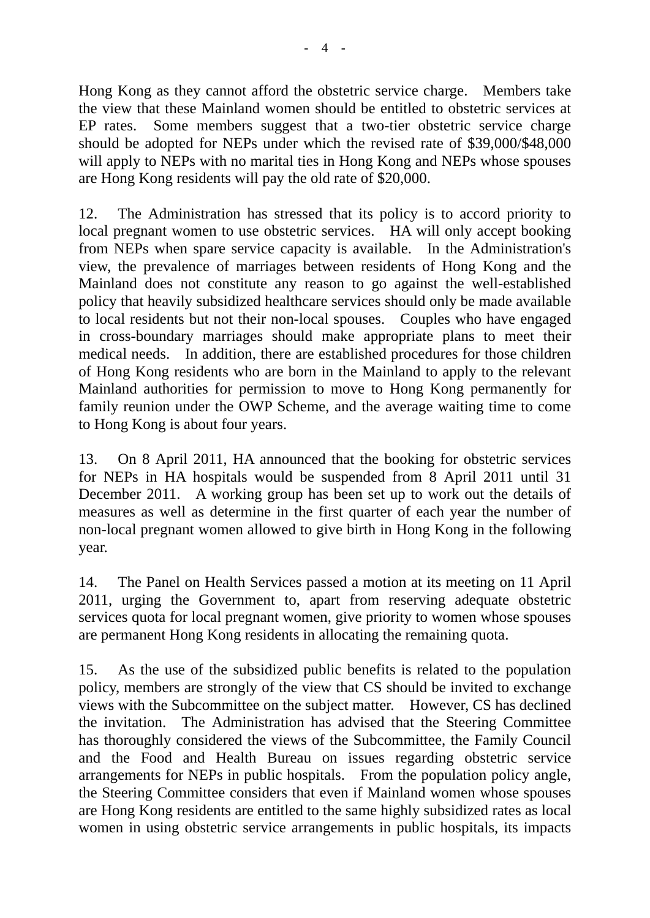Hong Kong as they cannot afford the obstetric service charge. Members take the view that these Mainland women should be entitled to obstetric services at EP rates. Some members suggest that a two-tier obstetric service charge should be adopted for NEPs under which the revised rate of $39,000/$48,000 will apply to NEPs with no marital ties in Hong Kong and NEPs whose spouses are Hong Kong residents will pay the old rate of $20,000.

12. The Administration has stressed that its policy is to accord priority to local pregnant women to use obstetric services. HA will only accept booking from NEPs when spare service capacity is available. In the Administration's view, the prevalence of marriages between residents of Hong Kong and the Mainland does not constitute any reason to go against the well-established policy that heavily subsidized healthcare services should only be made available to local residents but not their non-local spouses. Couples who have engaged in cross-boundary marriages should make appropriate plans to meet their medical needs. In addition, there are established procedures for those children of Hong Kong residents who are born in the Mainland to apply to the relevant Mainland authorities for permission to move to Hong Kong permanently for family reunion under the OWP Scheme, and the average waiting time to come to Hong Kong is about four years.

13. On 8 April 2011, HA announced that the booking for obstetric services for NEPs in HA hospitals would be suspended from 8 April 2011 until 31 December 2011. A working group has been set up to work out the details of measures as well as determine in the first quarter of each year the number of non-local pregnant women allowed to give birth in Hong Kong in the following year.

14. The Panel on Health Services passed a motion at its meeting on 11 April 2011, urging the Government to, apart from reserving adequate obstetric services quota for local pregnant women, give priority to women whose spouses are permanent Hong Kong residents in allocating the remaining quota.

15. As the use of the subsidized public benefits is related to the population policy, members are strongly of the view that CS should be invited to exchange views with the Subcommittee on the subject matter. However, CS has declined the invitation. The Administration has advised that the Steering Committee has thoroughly considered the views of the Subcommittee, the Family Council and the Food and Health Bureau on issues regarding obstetric service arrangements for NEPs in public hospitals. From the population policy angle, the Steering Committee considers that even if Mainland women whose spouses are Hong Kong residents are entitled to the same highly subsidized rates as local women in using obstetric service arrangements in public hospitals, its impacts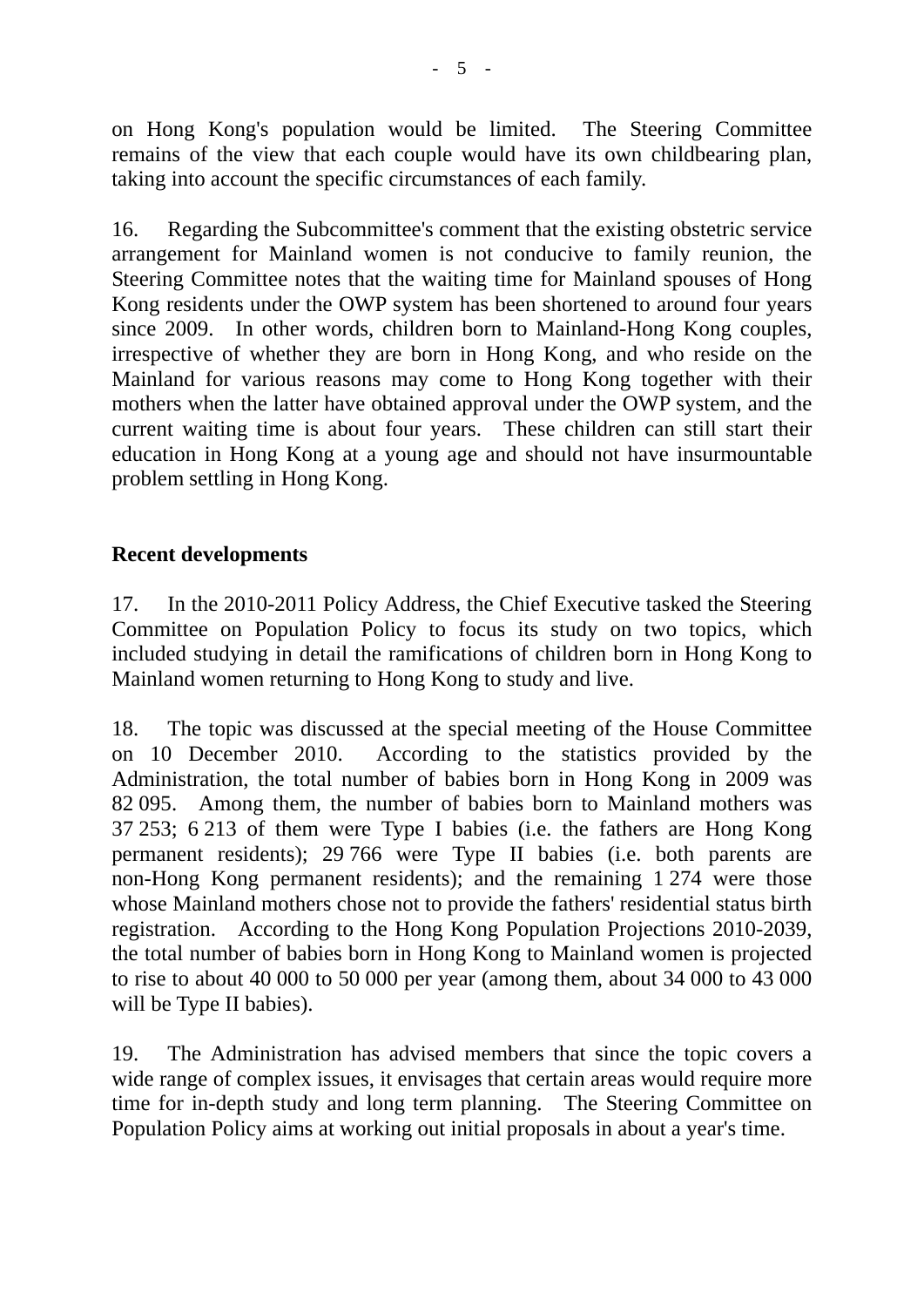on Hong Kong's population would be limited. The Steering Committee remains of the view that each couple would have its own childbearing plan, taking into account the specific circumstances of each family.

16. Regarding the Subcommittee's comment that the existing obstetric service arrangement for Mainland women is not conducive to family reunion, the Steering Committee notes that the waiting time for Mainland spouses of Hong Kong residents under the OWP system has been shortened to around four years since 2009. In other words, children born to Mainland-Hong Kong couples, irrespective of whether they are born in Hong Kong, and who reside on the Mainland for various reasons may come to Hong Kong together with their mothers when the latter have obtained approval under the OWP system, and the current waiting time is about four years. These children can still start their education in Hong Kong at a young age and should not have insurmountable problem settling in Hong Kong.

**Recent developments**

17. In the 2010-2011 Policy Address, the Chief Executive tasked the Steering Committee on Population Policy to focus its study on two topics, which included studying in detail the ramifications of children born in Hong Kong to Mainland women returning to Hong Kong to study and live.

18. The topic was discussed at the special meeting of the House Committee on 10 December 2010. According to the statistics provided by the Administration, the total number of babies born in Hong Kong in 2009 was 82 095. Among them, the number of babies born to Mainland mothers was 37 253; 6 213 of them were Type I babies (i.e. the fathers are Hong Kong permanent residents); 29 766 were Type II babies (i.e. both parents are non-Hong Kong permanent residents); and the remaining 1 274 were those whose Mainland mothers chose not to provide the fathers' residential status birth registration. According to the Hong Kong Population Projections 2010-2039, the total number of babies born in Hong Kong to Mainland women is projected to rise to about 40 000 to 50 000 per year (among them, about 34 000 to 43 000 will be Type II babies).

19. The Administration has advised members that since the topic covers a wide range of complex issues, it envisages that certain areas would require more time for in-depth study and long term planning. The Steering Committee on Population Policy aims at working out initial proposals in about a year's time.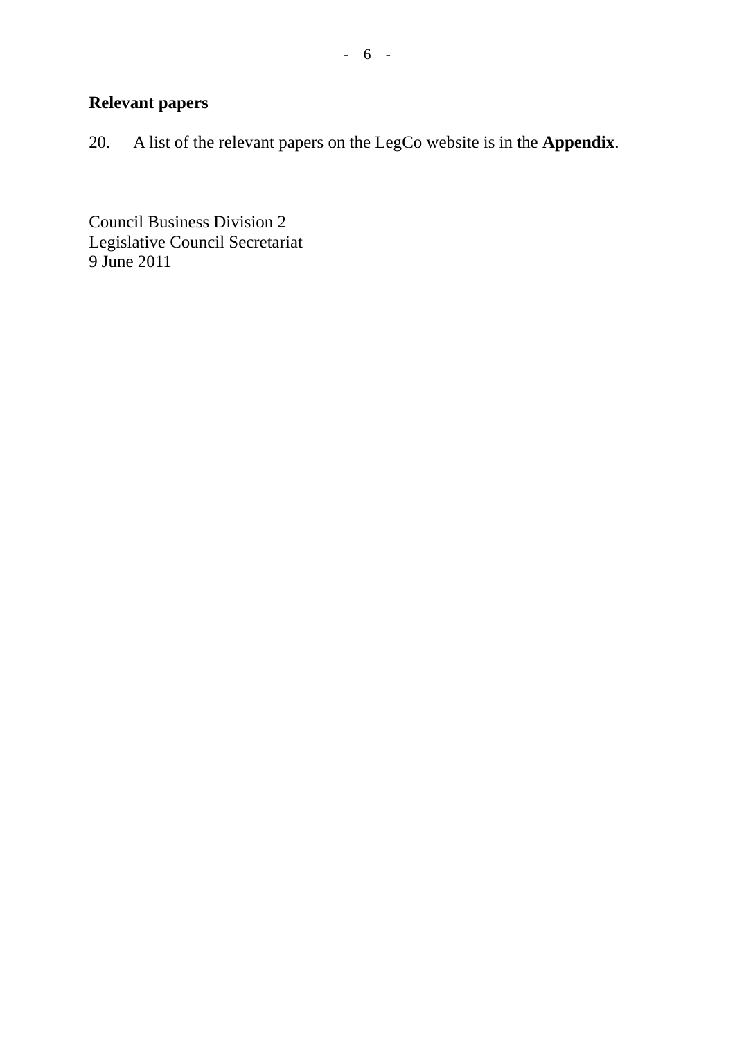## Relevant papers

20. A list of the relevant papers on the LegCo website is in the **Appendix**.

Council Business Division 2
Legislative Council Secretariat
9 June 2011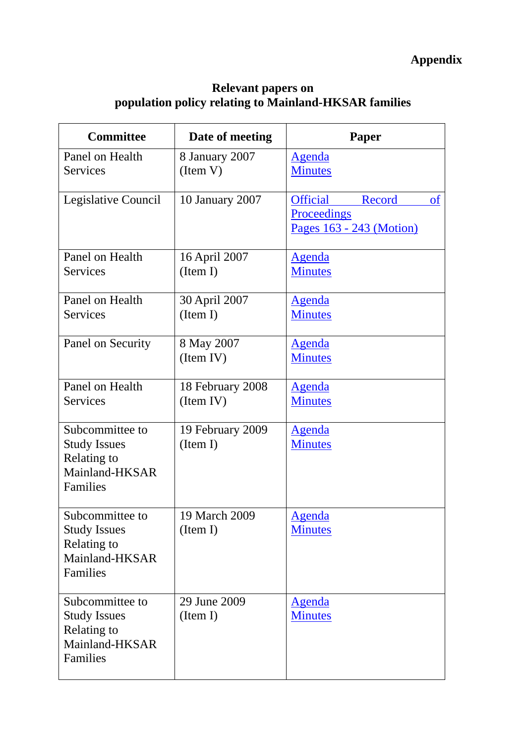**Appendix**

**Relevant papers on**
**population policy relating to Mainland-HKSAR families**

| Committee | Date of meeting | Paper |
|---|---|---|
| Panel on Health Services | 8 January 2007 (Item V) | Agenda<br>Minutes |
| Legislative Council | 10 January 2007 | Official Record of Proceedings<br>Pages 163 - 243 (Motion) |
| Panel on Health Services | 16 April 2007 (Item I) | Agenda<br>Minutes |
| Panel on Health Services | 30 April 2007 (Item I) | Agenda<br>Minutes |
| Panel on Security | 8 May 2007 (Item IV) | Agenda<br>Minutes |
| Panel on Health Services | 18 February 2008 (Item IV) | Agenda<br>Minutes |
| Subcommittee to Study Issues Relating to Mainland-HKSAR Families | 19 February 2009 (Item I) | Agenda<br>Minutes |
| Subcommittee to Study Issues Relating to Mainland-HKSAR Families | 19 March 2009 (Item I) | Agenda<br>Minutes |
| Subcommittee to Study Issues Relating to Mainland-HKSAR Families | 29 June 2009 (Item I) | Agenda<br>Minutes |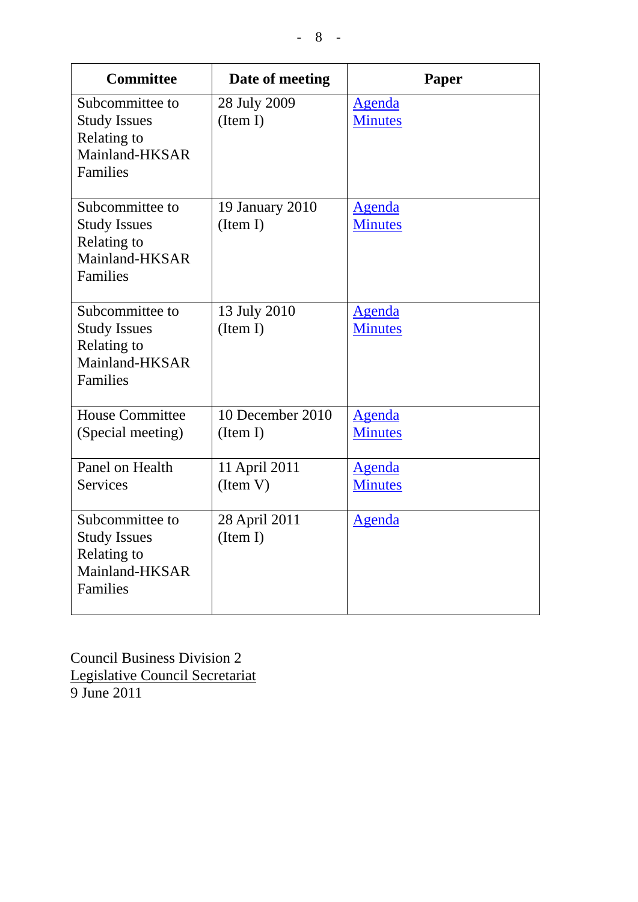| Committee | Date of meeting | Paper |
| --- | --- | --- |
| Subcommittee to Study Issues Relating to Mainland-HKSAR Families | 28 July 2009 (Item I) | Agenda<br>Minutes |
| Subcommittee to Study Issues Relating to Mainland-HKSAR Families | 19 January 2010 (Item I) | Agenda<br>Minutes |
| Subcommittee to Study Issues Relating to Mainland-HKSAR Families | 13 July 2010 (Item I) | Agenda<br>Minutes |
| House Committee (Special meeting) | 10 December 2010 (Item I) | Agenda<br>Minutes |
| Panel on Health Services | 11 April 2011 (Item V) | Agenda<br>Minutes |
| Subcommittee to Study Issues Relating to Mainland-HKSAR Families | 28 April 2011 (Item I) | Agenda |

Council Business Division 2
Legislative Council Secretariat
9 June 2011